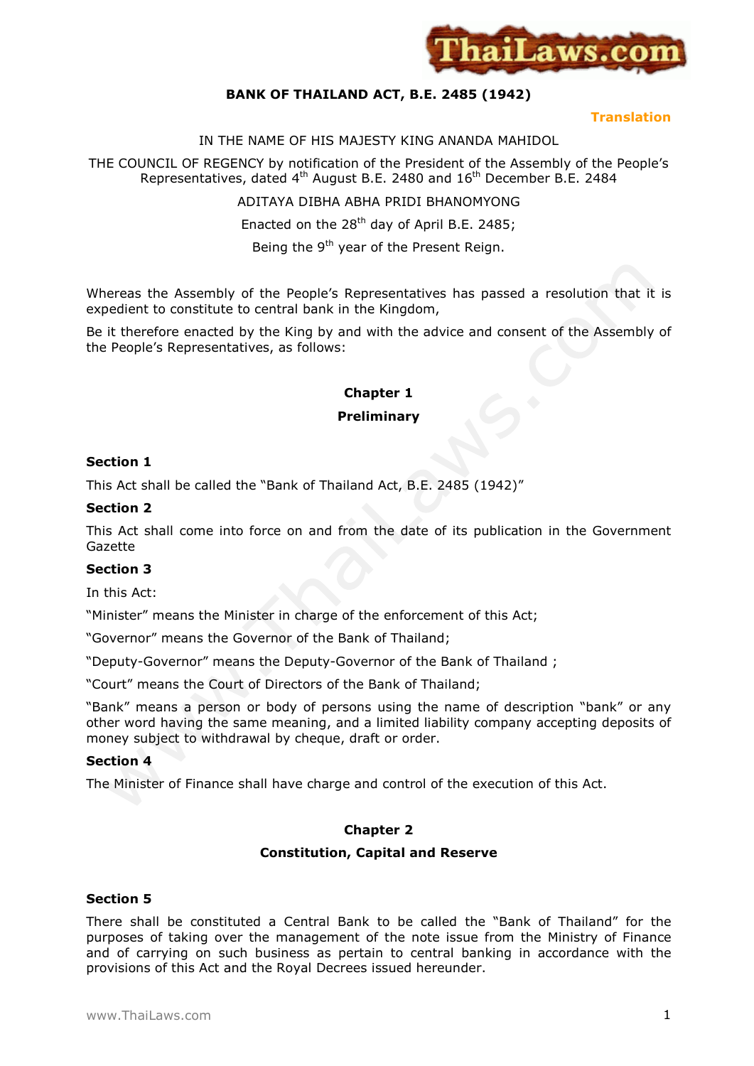# BANK OF THAILAND ACT, B.E. 2485 (1942)

**Translation**

IN THE NAME OF HIS MAJESTY KING ANANDA MAHIDOL

THE COUNCIL OF REGENCY by notification of the President of the Assembly of the People's Representatives, dated 4th August B.E. 2480 and 16th December B.E. 2484

ADITAYA DIBHA ABHA PRIDI BHANOMYONG

Enacted on the 28th day of April B.E. 2485;

Being the 9th year of the Present Reign.

Whereas the Assembly of the People's Representatives has passed a resolution that it is expedient to constitute to central bank in the Kingdom,

Be it therefore enacted by the King by and with the advice and consent of the Assembly of the People's Representatives, as follows:

## Chapter 1

## Preliminary

### Section 1

This Act shall be called the "Bank of Thailand Act, B.E. 2485 (1942)"

### Section 2

This Act shall come into force on and from the date of its publication in the Government Gazette

### Section 3

In this Act:

"Minister" means the Minister in charge of the enforcement of this Act;

"Governor" means the Governor of the Bank of Thailand;

"Deputy-Governor" means the Deputy-Governor of the Bank of Thailand ;

"Court" means the Court of Directors of the Bank of Thailand;

"Bank" means a person or body of persons using the name of description "bank" or any other word having the same meaning, and a limited liability company accepting deposits of money subject to withdrawal by cheque, draft or order.

### Section 4

The Minister of Finance shall have charge and control of the execution of this Act.

## Chapter 2

## Constitution, Capital and Reserve

### Section 5

There shall be constituted a Central Bank to be called the "Bank of Thailand" for the purposes of taking over the management of the note issue from the Ministry of Finance and of carrying on such business as pertain to central banking in accordance with the provisions of this Act and the Royal Decrees issued hereunder.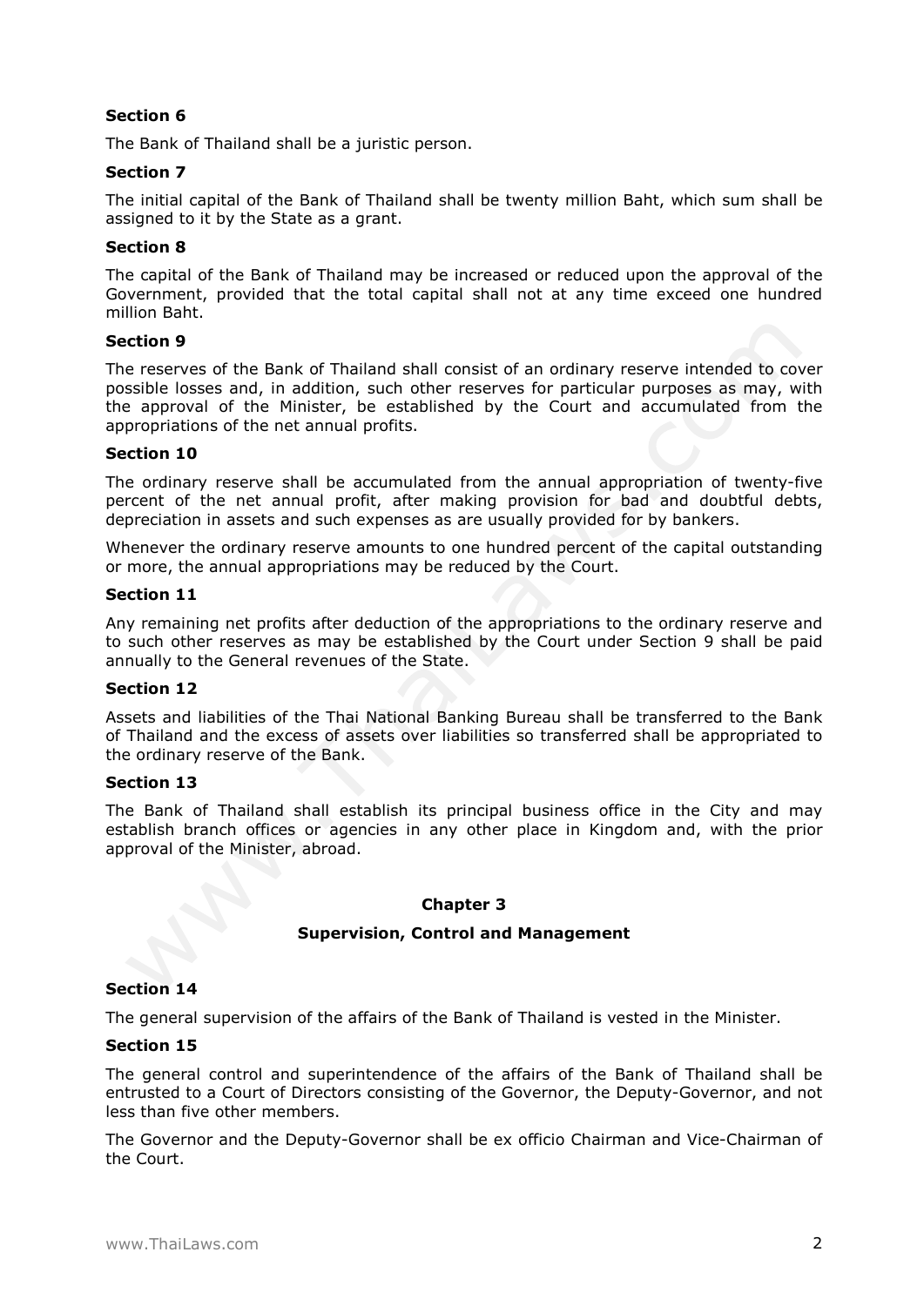**Section 6**

The Bank of Thailand shall be a juristic person.

**Section 7**

The initial capital of the Bank of Thailand shall be twenty million Baht, which sum shall be assigned to it by the State as a grant.

**Section 8**

The capital of the Bank of Thailand may be increased or reduced upon the approval of the Government, provided that the total capital shall not at any time exceed one hundred million Baht.

**Section 9**

The reserves of the Bank of Thailand shall consist of an ordinary reserve intended to cover possible losses and, in addition, such other reserves for particular purposes as may, with the approval of the Minister, be established by the Court and accumulated from the appropriations of the net annual profits.

**Section 10**

The ordinary reserve shall be accumulated from the annual appropriation of twenty-five percent of the net annual profit, after making provision for bad and doubtful debts, depreciation in assets and such expenses as are usually provided for by bankers.

Whenever the ordinary reserve amounts to one hundred percent of the capital outstanding or more, the annual appropriations may be reduced by the Court.

**Section 11**

Any remaining net profits after deduction of the appropriations to the ordinary reserve and to such other reserves as may be established by the Court under Section 9 shall be paid annually to the General revenues of the State.

**Section 12**

Assets and liabilities of the Thai National Banking Bureau shall be transferred to the Bank of Thailand and the excess of assets over liabilities so transferred shall be appropriated to the ordinary reserve of the Bank.

**Section 13**

The Bank of Thailand shall establish its principal business office in the City and may establish branch offices or agencies in any other place in Kingdom and, with the prior approval of the Minister, abroad.

## Chapter 3

### Supervision, Control and Management

**Section 14**

The general supervision of the affairs of the Bank of Thailand is vested in the Minister.

**Section 15**

The general control and superintendence of the affairs of the Bank of Thailand shall be entrusted to a Court of Directors consisting of the Governor, the Deputy-Governor, and not less than five other members.

The Governor and the Deputy-Governor shall be ex officio Chairman and Vice-Chairman of the Court.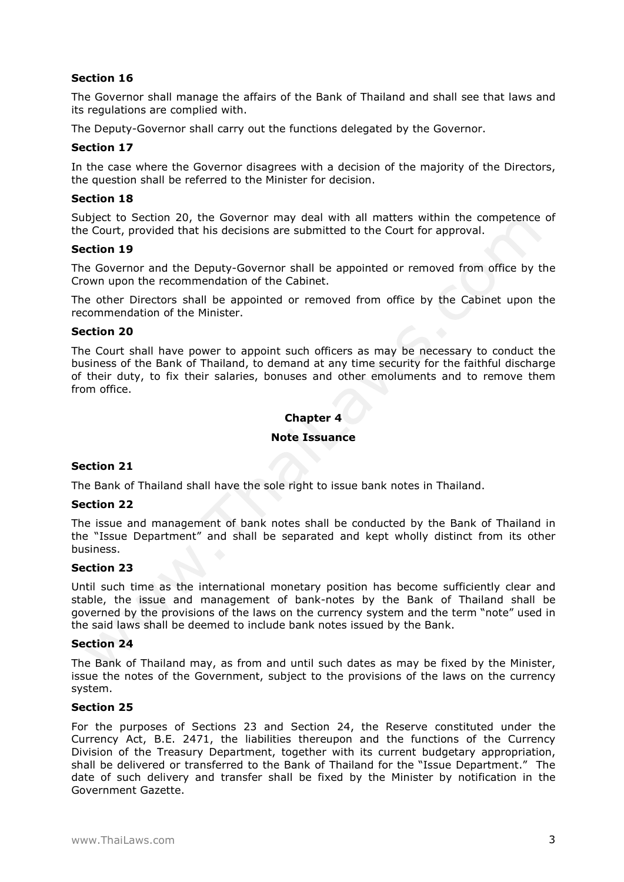**Section 16**

The Governor shall manage the affairs of the Bank of Thailand and shall see that laws and its regulations are complied with.

The Deputy-Governor shall carry out the functions delegated by the Governor.

**Section 17**

In the case where the Governor disagrees with a decision of the majority of the Directors, the question shall be referred to the Minister for decision.

**Section 18**

Subject to Section 20, the Governor may deal with all matters within the competence of the Court, provided that his decisions are submitted to the Court for approval.

**Section 19**

The Governor and the Deputy-Governor shall be appointed or removed from office by the Crown upon the recommendation of the Cabinet.

The other Directors shall be appointed or removed from office by the Cabinet upon the recommendation of the Minister.

**Section 20**

The Court shall have power to appoint such officers as may be necessary to conduct the business of the Bank of Thailand, to demand at any time security for the faithful discharge of their duty, to fix their salaries, bonuses and other emoluments and to remove them from office.

## Chapter 4

## Note Issuance

**Section 21**

The Bank of Thailand shall have the sole right to issue bank notes in Thailand.

**Section 22**

The issue and management of bank notes shall be conducted by the Bank of Thailand in the "Issue Department" and shall be separated and kept wholly distinct from its other business.

**Section 23**

Until such time as the international monetary position has become sufficiently clear and stable, the issue and management of bank-notes by the Bank of Thailand shall be governed by the provisions of the laws on the currency system and the term "note" used in the said laws shall be deemed to include bank notes issued by the Bank.

**Section 24**

The Bank of Thailand may, as from and until such dates as may be fixed by the Minister, issue the notes of the Government, subject to the provisions of the laws on the currency system.

**Section 25**

For the purposes of Sections 23 and Section 24, the Reserve constituted under the Currency Act, B.E. 2471, the liabilities thereupon and the functions of the Currency Division of the Treasury Department, together with its current budgetary appropriation, shall be delivered or transferred to the Bank of Thailand for the "Issue Department." The date of such delivery and transfer shall be fixed by the Minister by notification in the Government Gazette.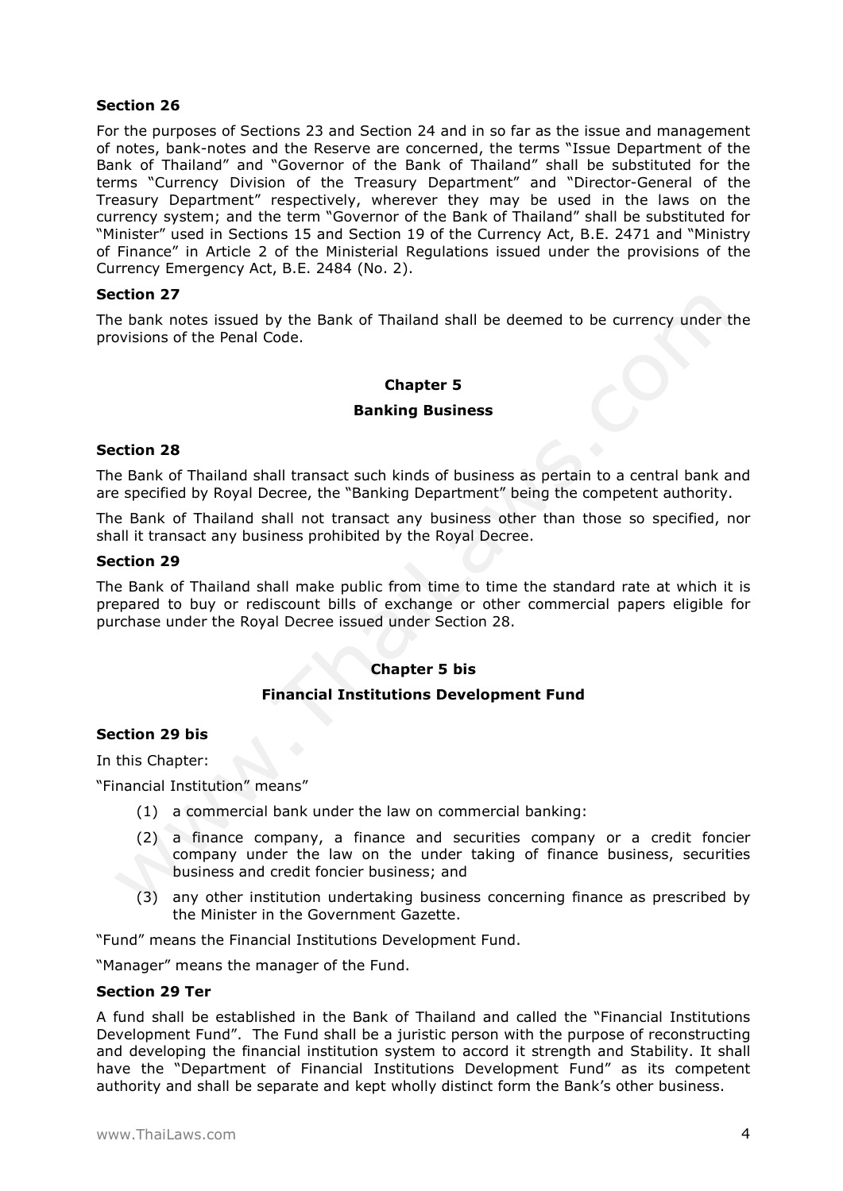**Section 26**

For the purposes of Sections 23 and Section 24 and in so far as the issue and management of notes, bank-notes and the Reserve are concerned, the terms "Issue Department of the Bank of Thailand" and "Governor of the Bank of Thailand" shall be substituted for the terms "Currency Division of the Treasury Department" and "Director-General of the Treasury Department" respectively, wherever they may be used in the laws on the currency system; and the term "Governor of the Bank of Thailand" shall be substituted for "Minister" used in Sections 15 and Section 19 of the Currency Act, B.E. 2471 and "Ministry of Finance" in Article 2 of the Ministerial Regulations issued under the provisions of the Currency Emergency Act, B.E. 2484 (No. 2).

**Section 27**

The bank notes issued by the Bank of Thailand shall be deemed to be currency under the provisions of the Penal Code.

## Chapter 5

## Banking Business

**Section 28**

The Bank of Thailand shall transact such kinds of business as pertain to a central bank and are specified by Royal Decree, the "Banking Department" being the competent authority.

The Bank of Thailand shall not transact any business other than those so specified, nor shall it transact any business prohibited by the Royal Decree.

**Section 29**

The Bank of Thailand shall make public from time to time the standard rate at which it is prepared to buy or rediscount bills of exchange or other commercial papers eligible for purchase under the Royal Decree issued under Section 28.

## Chapter 5 bis

## Financial Institutions Development Fund

**Section 29 bis**

In this Chapter:

"Financial Institution" means"

(1) a commercial bank under the law on commercial banking:

(2) a finance company, a finance and securities company or a credit foncier company under the law on the under taking of finance business, securities business and credit foncier business; and

(3) any other institution undertaking business concerning finance as prescribed by the Minister in the Government Gazette.

"Fund" means the Financial Institutions Development Fund.

"Manager" means the manager of the Fund.

**Section 29 Ter**

A fund shall be established in the Bank of Thailand and called the "Financial Institutions Development Fund". The Fund shall be a juristic person with the purpose of reconstructing and developing the financial institution system to accord it strength and Stability. It shall have the "Department of Financial Institutions Development Fund" as its competent authority and shall be separate and kept wholly distinct form the Bank's other business.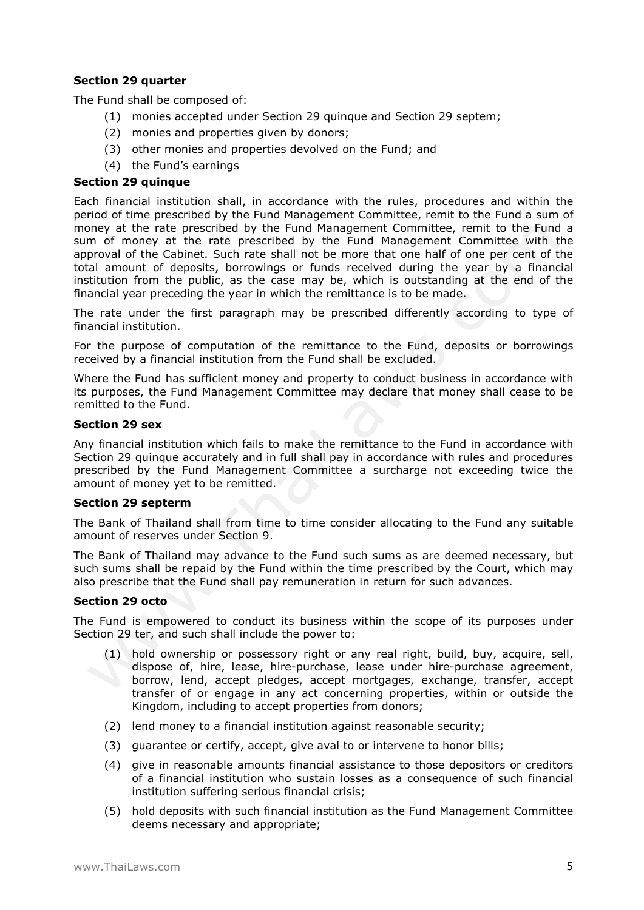**Section 29 quarter**

The Fund shall be composed of:

(1) monies accepted under Section 29 quinque and Section 29 septem;

(2) monies and properties given by donors;

(3) other monies and properties devolved on the Fund; and

(4) the Fund's earnings

**Section 29 quinque**

Each financial institution shall, in accordance with the rules, procedures and within the period of time prescribed by the Fund Management Committee, remit to the Fund a sum of money at the rate prescribed by the Fund Management Committee, remit to the Fund a sum of money at the rate prescribed by the Fund Management Committee with the approval of the Cabinet. Such rate shall not be more that one half of one per cent of the total amount of deposits, borrowings or funds received during the year by a financial institution from the public, as the case may be, which is outstanding at the end of the financial year preceding the year in which the remittance is to be made.

The rate under the first paragraph may be prescribed differently according to type of financial institution.

For the purpose of computation of the remittance to the Fund, deposits or borrowings received by a financial institution from the Fund shall be excluded.

Where the Fund has sufficient money and property to conduct business in accordance with its purposes, the Fund Management Committee may declare that money shall cease to be remitted to the Fund.

**Section 29 sex**

Any financial institution which fails to make the remittance to the Fund in accordance with Section 29 quinque accurately and in full shall pay in accordance with rules and procedures prescribed by the Fund Management Committee a surcharge not exceeding twice the amount of money yet to be remitted.

**Section 29 septerm**

The Bank of Thailand shall from time to time consider allocating to the Fund any suitable amount of reserves under Section 9.

The Bank of Thailand may advance to the Fund such sums as are deemed necessary, but such sums shall be repaid by the Fund within the time prescribed by the Court, which may also prescribe that the Fund shall pay remuneration in return for such advances.

**Section 29 octo**

The Fund is empowered to conduct its business within the scope of its purposes under Section 29 ter, and such shall include the power to:

(1) hold ownership or possessory right or any real right, build, buy, acquire, sell, dispose of, hire, lease, hire-purchase, lease under hire-purchase agreement, borrow, lend, accept pledges, accept mortgages, exchange, transfer, accept transfer of or engage in any act concerning properties, within or outside the Kingdom, including to accept properties from donors;

(2) lend money to a financial institution against reasonable security;

(3) guarantee or certify, accept, give aval to or intervene to honor bills;

(4) give in reasonable amounts financial assistance to those depositors or creditors of a financial institution who sustain losses as a consequence of such financial institution suffering serious financial crisis;

(5) hold deposits with such financial institution as the Fund Management Committee deems necessary and appropriate;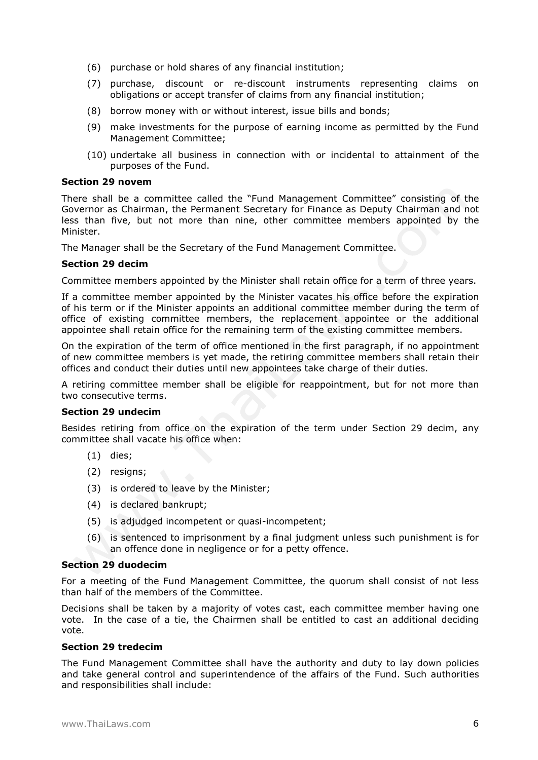(6) purchase or hold shares of any financial institution;

(7) purchase, discount or re-discount instruments representing claims on obligations or accept transfer of claims from any financial institution;

(8) borrow money with or without interest, issue bills and bonds;

(9) make investments for the purpose of earning income as permitted by the Fund Management Committee;

(10) undertake all business in connection with or incidental to attainment of the purposes of the Fund.

**Section 29 novem**

There shall be a committee called the "Fund Management Committee" consisting of the Governor as Chairman, the Permanent Secretary for Finance as Deputy Chairman and not less than five, but not more than nine, other committee members appointed by the Minister.

The Manager shall be the Secretary of the Fund Management Committee.

**Section 29 decim**

Committee members appointed by the Minister shall retain office for a term of three years.

If a committee member appointed by the Minister vacates his office before the expiration of his term or if the Minister appoints an additional committee member during the term of office of existing committee members, the replacement appointee or the additional appointee shall retain office for the remaining term of the existing committee members.

On the expiration of the term of office mentioned in the first paragraph, if no appointment of new committee members is yet made, the retiring committee members shall retain their offices and conduct their duties until new appointees take charge of their duties.

A retiring committee member shall be eligible for reappointment, but for not more than two consecutive terms.

**Section 29 undecim**

Besides retiring from office on the expiration of the term under Section 29 decim, any committee shall vacate his office when:

(1) dies;

(2) resigns;

(3) is ordered to leave by the Minister;

(4) is declared bankrupt;

(5) is adjudged incompetent or quasi-incompetent;

(6) is sentenced to imprisonment by a final judgment unless such punishment is for an offence done in negligence or for a petty offence.

**Section 29 duodecim**

For a meeting of the Fund Management Committee, the quorum shall consist of not less than half of the members of the Committee.

Decisions shall be taken by a majority of votes cast, each committee member having one vote. In the case of a tie, the Chairmen shall be entitled to cast an additional deciding vote.

**Section 29 tredecim**

The Fund Management Committee shall have the authority and duty to lay down policies and take general control and superintendence of the affairs of the Fund. Such authorities and responsibilities shall include: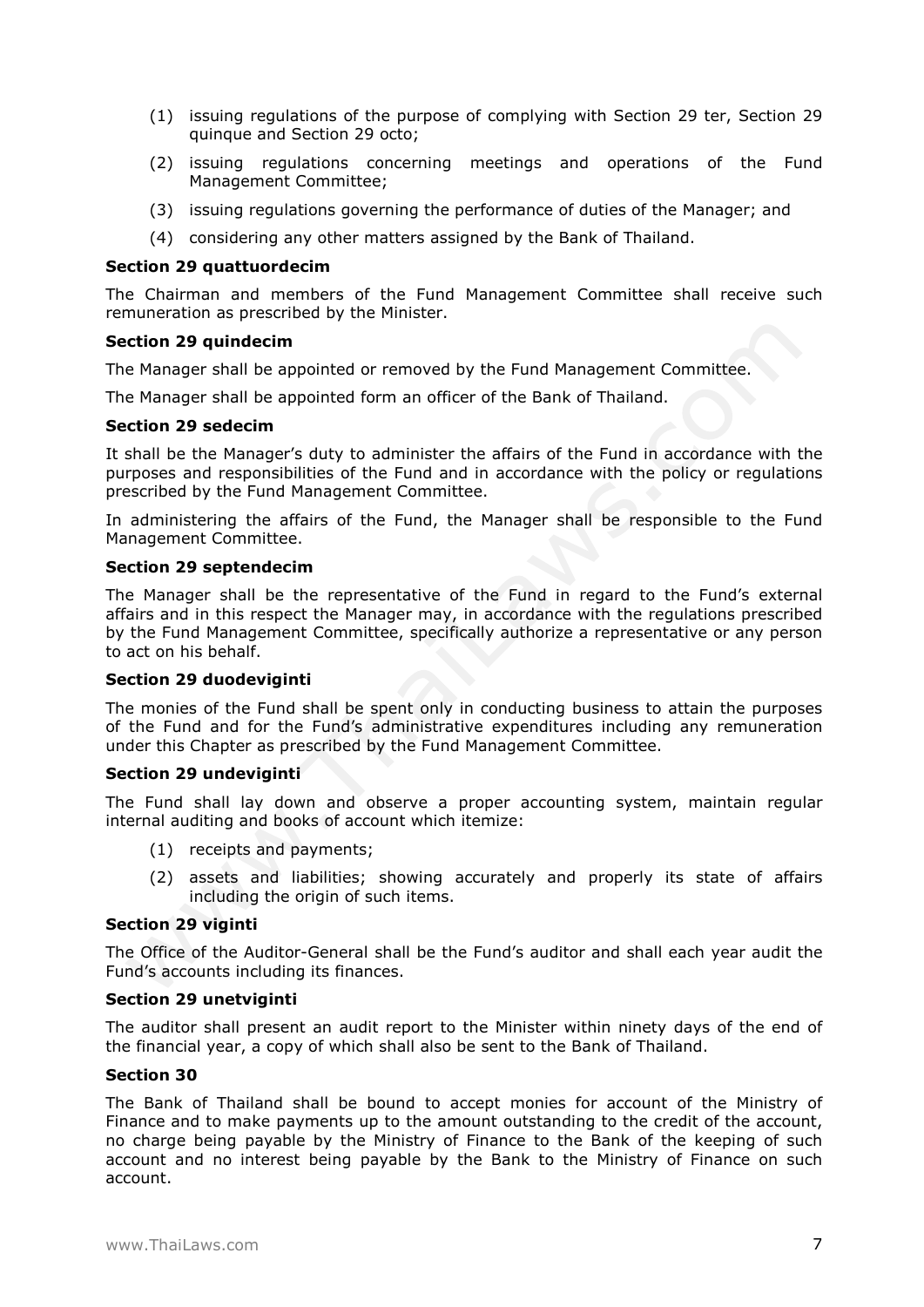(1) issuing regulations of the purpose of complying with Section 29 ter, Section 29 quinque and Section 29 octo;

(2) issuing regulations concerning meetings and operations of the Fund Management Committee;

(3) issuing regulations governing the performance of duties of the Manager; and

(4) considering any other matters assigned by the Bank of Thailand.

**Section 29 quattuordecim**

The Chairman and members of the Fund Management Committee shall receive such remuneration as prescribed by the Minister.

**Section 29 quindecim**

The Manager shall be appointed or removed by the Fund Management Committee.

The Manager shall be appointed form an officer of the Bank of Thailand.

**Section 29 sedecim**

It shall be the Manager's duty to administer the affairs of the Fund in accordance with the purposes and responsibilities of the Fund and in accordance with the policy or regulations prescribed by the Fund Management Committee.

In administering the affairs of the Fund, the Manager shall be responsible to the Fund Management Committee.

**Section 29 septendecim**

The Manager shall be the representative of the Fund in regard to the Fund's external affairs and in this respect the Manager may, in accordance with the regulations prescribed by the Fund Management Committee, specifically authorize a representative or any person to act on his behalf.

**Section 29 duodeviginti**

The monies of the Fund shall be spent only in conducting business to attain the purposes of the Fund and for the Fund's administrative expenditures including any remuneration under this Chapter as prescribed by the Fund Management Committee.

**Section 29 undeviginti**

The Fund shall lay down and observe a proper accounting system, maintain regular internal auditing and books of account which itemize:

(1) receipts and payments;

(2) assets and liabilities; showing accurately and properly its state of affairs including the origin of such items.

**Section 29 viginti**

The Office of the Auditor-General shall be the Fund's auditor and shall each year audit the Fund's accounts including its finances.

**Section 29 unetviginti**

The auditor shall present an audit report to the Minister within ninety days of the end of the financial year, a copy of which shall also be sent to the Bank of Thailand.

**Section 30**

The Bank of Thailand shall be bound to accept monies for account of the Ministry of Finance and to make payments up to the amount outstanding to the credit of the account, no charge being payable by the Ministry of Finance to the Bank of the keeping of such account and no interest being payable by the Bank to the Ministry of Finance on such account.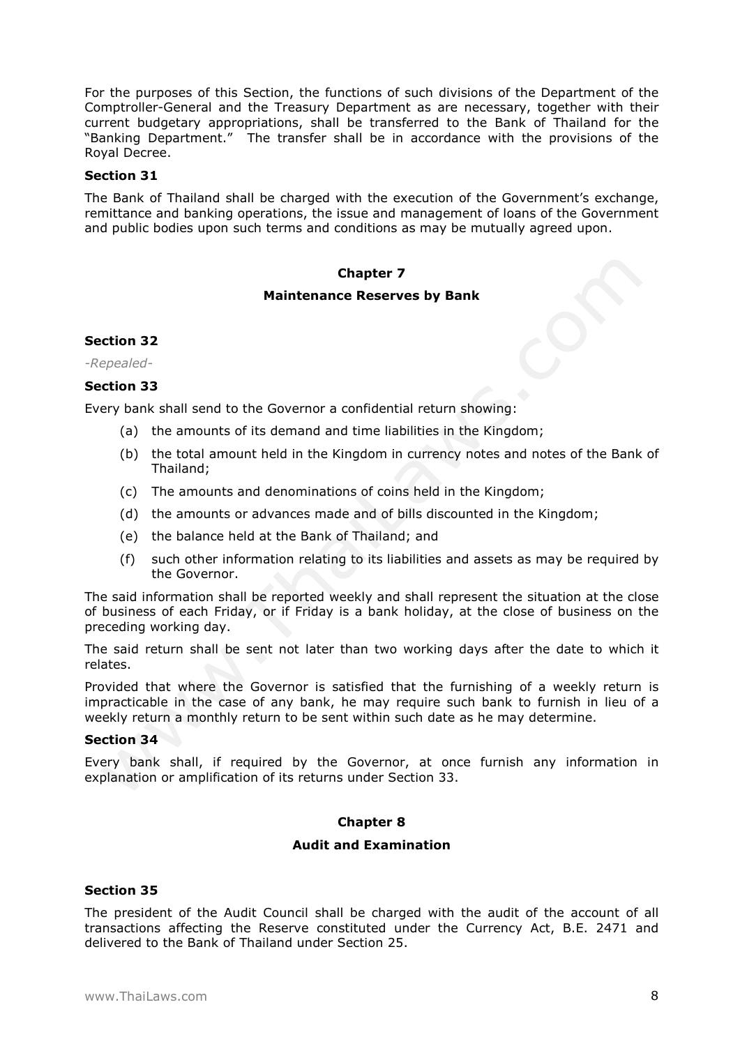For the purposes of this Section, the functions of such divisions of the Department of the Comptroller-General and the Treasury Department as are necessary, together with their current budgetary appropriations, shall be transferred to the Bank of Thailand for the "Banking Department." The transfer shall be in accordance with the provisions of the Royal Decree.

### Section 31

The Bank of Thailand shall be charged with the execution of the Government's exchange, remittance and banking operations, the issue and management of loans of the Government and public bodies upon such terms and conditions as may be mutually agreed upon.

## Chapter 7

## Maintenance Reserves by Bank

### Section 32

*-Repealed-*

### Section 33

Every bank shall send to the Governor a confidential return showing:

(a) the amounts of its demand and time liabilities in the Kingdom;

(b) the total amount held in the Kingdom in currency notes and notes of the Bank of Thailand;

(c) The amounts and denominations of coins held in the Kingdom;

(d) the amounts or advances made and of bills discounted in the Kingdom;

(e) the balance held at the Bank of Thailand; and

(f) such other information relating to its liabilities and assets as may be required by the Governor.

The said information shall be reported weekly and shall represent the situation at the close of business of each Friday, or if Friday is a bank holiday, at the close of business on the preceding working day.

The said return shall be sent not later than two working days after the date to which it relates.

Provided that where the Governor is satisfied that the furnishing of a weekly return is impracticable in the case of any bank, he may require such bank to furnish in lieu of a weekly return a monthly return to be sent within such date as he may determine.

### Section 34

Every bank shall, if required by the Governor, at once furnish any information in explanation or amplification of its returns under Section 33.

## Chapter 8

## Audit and Examination

### Section 35

The president of the Audit Council shall be charged with the audit of the account of all transactions affecting the Reserve constituted under the Currency Act, B.E. 2471 and delivered to the Bank of Thailand under Section 25.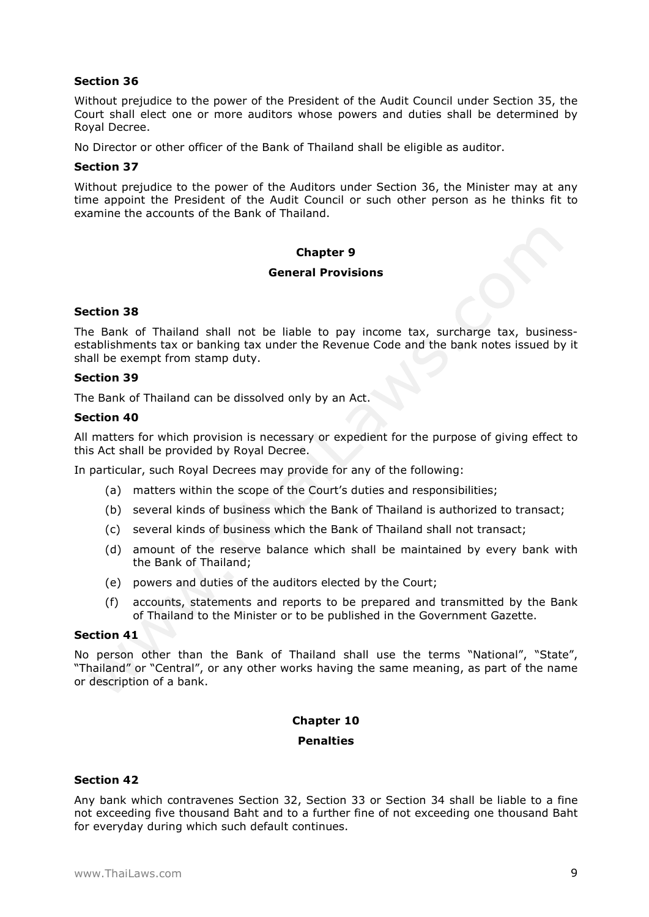**Section 36**

Without prejudice to the power of the President of the Audit Council under Section 35, the Court shall elect one or more auditors whose powers and duties shall be determined by Royal Decree.

No Director or other officer of the Bank of Thailand shall be eligible as auditor.

**Section 37**

Without prejudice to the power of the Auditors under Section 36, the Minister may at any time appoint the President of the Audit Council or such other person as he thinks fit to examine the accounts of the Bank of Thailand.

## Chapter 9

## General Provisions

**Section 38**

The Bank of Thailand shall not be liable to pay income tax, surcharge tax, business-establishments tax or banking tax under the Revenue Code and the bank notes issued by it shall be exempt from stamp duty.

**Section 39**

The Bank of Thailand can be dissolved only by an Act.

**Section 40**

All matters for which provision is necessary or expedient for the purpose of giving effect to this Act shall be provided by Royal Decree.

In particular, such Royal Decrees may provide for any of the following:

(a) matters within the scope of the Court's duties and responsibilities;

(b) several kinds of business which the Bank of Thailand is authorized to transact;

(c) several kinds of business which the Bank of Thailand shall not transact;

(d) amount of the reserve balance which shall be maintained by every bank with the Bank of Thailand;

(e) powers and duties of the auditors elected by the Court;

(f) accounts, statements and reports to be prepared and transmitted by the Bank of Thailand to the Minister or to be published in the Government Gazette.

**Section 41**

No person other than the Bank of Thailand shall use the terms "National", "State", "Thailand" or "Central", or any other works having the same meaning, as part of the name or description of a bank.

## Chapter 10

## Penalties

**Section 42**

Any bank which contravenes Section 32, Section 33 or Section 34 shall be liable to a fine not exceeding five thousand Baht and to a further fine of not exceeding one thousand Baht for everyday during which such default continues.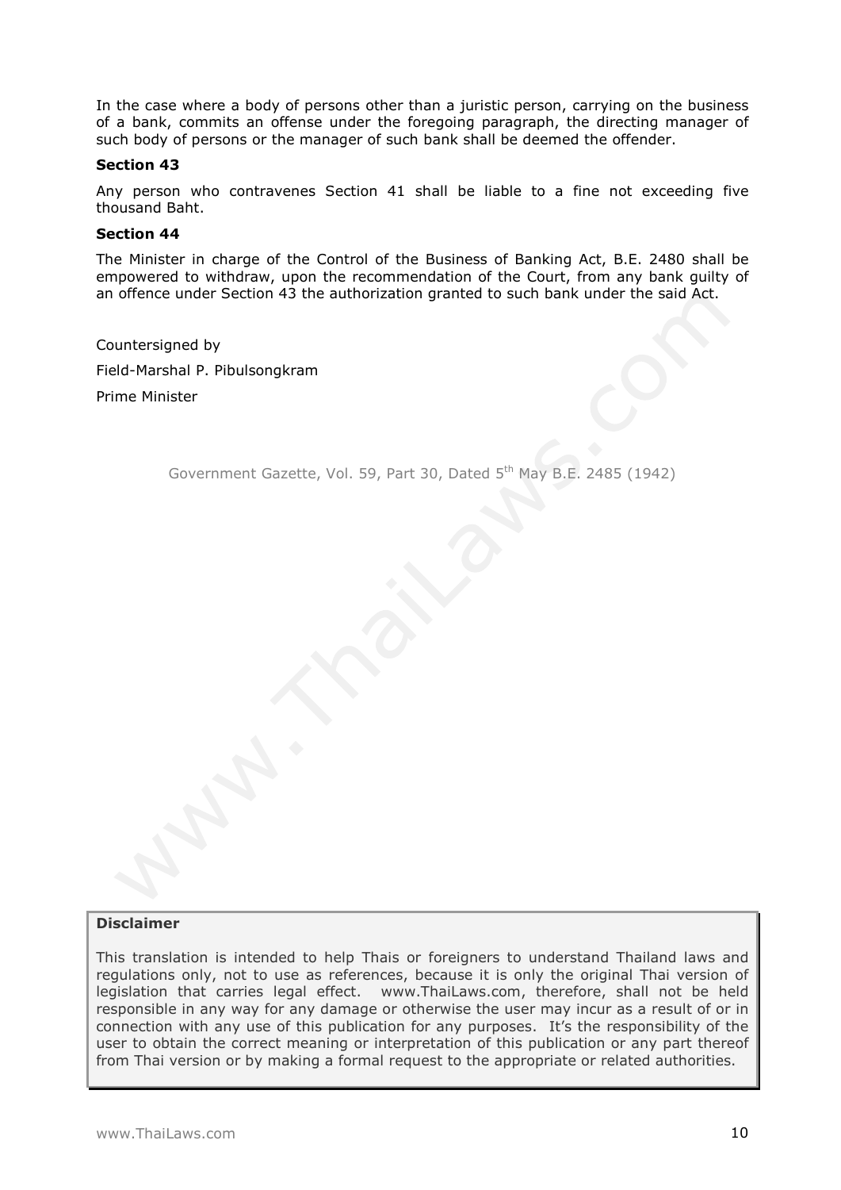In the case where a body of persons other than a juristic person, carrying on the business of a bank, commits an offense under the foregoing paragraph, the directing manager of such body of persons or the manager of such bank shall be deemed the offender.

**Section 43**

Any person who contravenes Section 41 shall be liable to a fine not exceeding five thousand Baht.

**Section 44**

The Minister in charge of the Control of the Business of Banking Act, B.E. 2480 shall be empowered to withdraw, upon the recommendation of the Court, from any bank guilty of an offence under Section 43 the authorization granted to such bank under the said Act.

Countersigned by

Field-Marshal P. Pibulsongkram

Prime Minister

Government Gazette, Vol. 59, Part 30, Dated 5th May B.E. 2485 (1942)

**Disclaimer**

This translation is intended to help Thais or foreigners to understand Thailand laws and regulations only, not to use as references, because it is only the original Thai version of legislation that carries legal effect. www.ThaiLaws.com, therefore, shall not be held responsible in any way for any damage or otherwise the user may incur as a result of or in connection with any use of this publication for any purposes. It's the responsibility of the user to obtain the correct meaning or interpretation of this publication or any part thereof from Thai version or by making a formal request to the appropriate or related authorities.